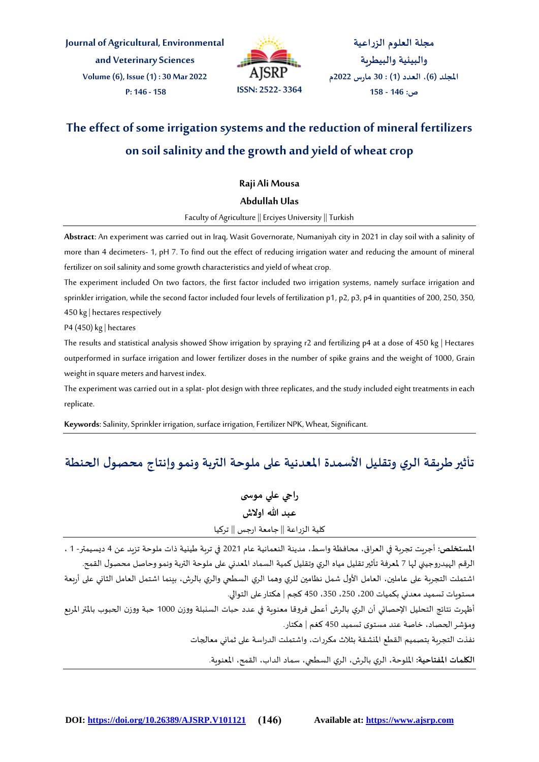# The effect of some irrigation systems and the reduction of mineral fertilizers on soil salinity and the growth and yield of wheat crop

**Raji Ali Mousa**

**Abdullah Ulas**

Faculty of Agriculture || Erciyes University || Turkish

**Abstract**: An experiment was carried out in Iraq, Wasit Governorate, Numaniyah city in 2021 in clay soil with a salinity of more than 4 decimeters- 1, pH 7. To find out the effect of reducing irrigation water and reducing the amount of mineral fertilizer on soil salinity and some growth characteristics and yield of wheat crop.

The experiment included On two factors, the first factor included two irrigation systems, namely surface irrigation and sprinkler irrigation, while the second factor included four levels of fertilization p1, p2, p3, p4 in quantities of 200, 250, 350, 450 kg | hectares respectively

P4 (450) kg | hectares

The results and statistical analysis showed Show irrigation by spraying r2 and fertilizing p4 at a dose of 450 kg | Hectares outperformed in surface irrigation and lower fertilizer doses in the number of spike grains and the weight of 1000, Grain weight in square meters and harvest index.

The experiment was carried out in a splat- plot design with three replicates, and the study included eight treatments in each replicate.

**Keywords**: Salinity, Sprinkler irrigation, surface irrigation, Fertilizer NPK, Wheat, Significant.

# تأثير طريقة الري وتقليل الأسمدة المعدنية على ملوحة التربة ونمو وإنتاج محصول الحنطة

**راجي علي موسى**

**عبد الله اولاش**

كلية الزراعة || جامعة ارجس || تركيا

**المستخلص:** أجريت تجربة في العراق، محافظة واسط، مدينة النعمانية عام 2021 في تربة طينية ذات ملوحة تزيد عن 4 ديسيمتر- 1 ، الرقم الهيدروجيني لها 7 لمعرفة تأثير تقليل مياه الري وتقليل كمية السماد المعدني على ملوحة التربة ونمو وحاصل محصول القمح.

اشتملت التجربة على عاملين، العامل الأول شمل نظامين للري وهما الري السطحي والري بالرش، بينما اشتمل العامل الثاني على أربعة مستويات تسميد معدني بكميات 200، 250، 350، 450 كجم | هكتار على التوالي.

أظهرت نتائج التحليل الإحصائي أن الري بالرش أعطى فروقا معنوية في عدد حبات السنبلة ووزن 1000 حبة ووزن الحبوب بالمتر المربع ومؤشر الحصاد، خاصة عند مستوى تسميد 450 كغم | هكتار.

نفذت التجربة بتصميم القطع المنشقة بثلاث مكررات، واشتملت الدراسة على ثماني معالجات

**الكلمات المفتاحية:** الملوحة، الري بالرش، الري السطحي، سماد الداب، القمح، المعنوية.

DOI: https://doi.org/10.26389/AJSRP.V101121 Available at: https://www.ajsrp.com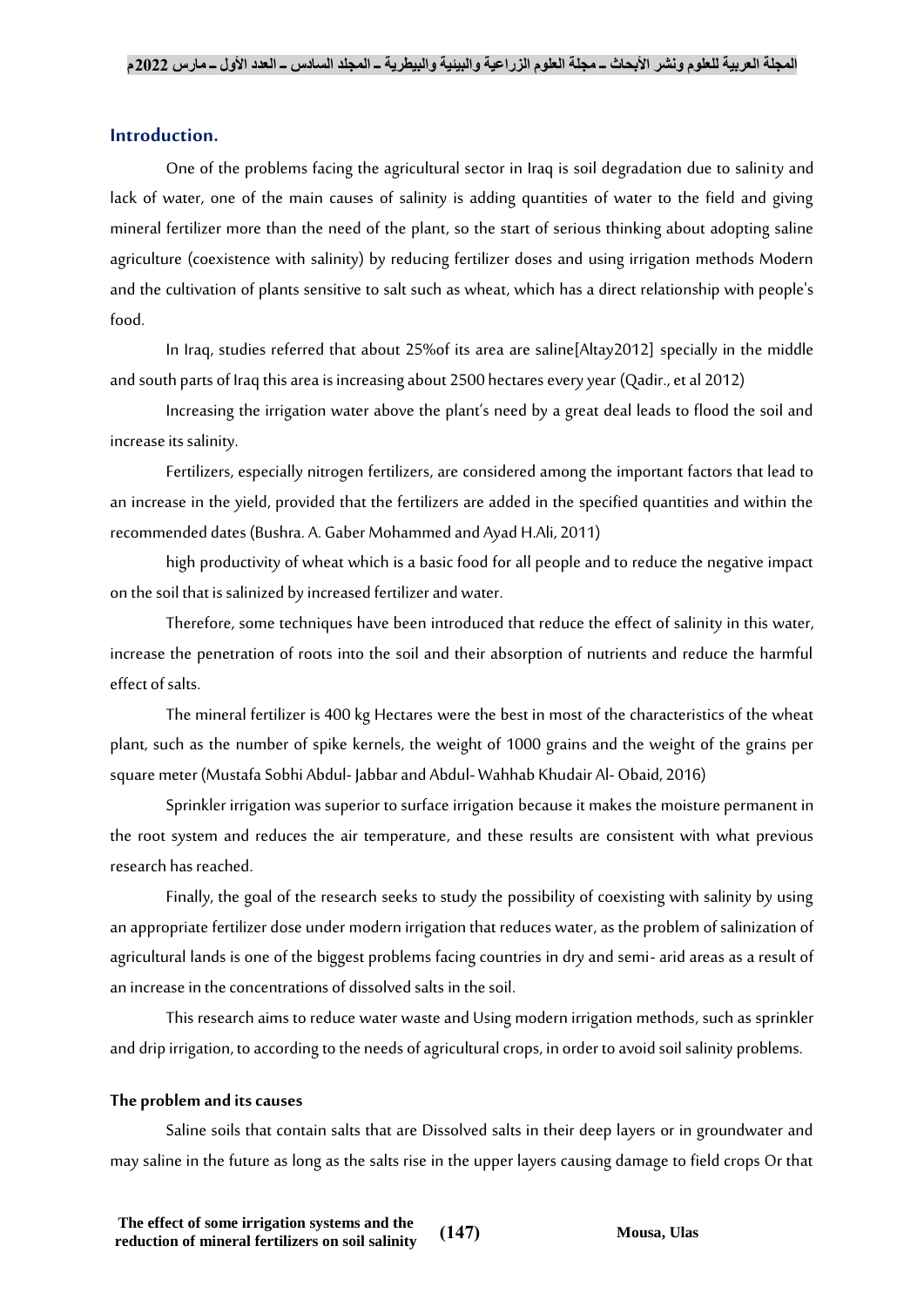## Introduction.

One of the problems facing the agricultural sector in Iraq is soil degradation due to salinity and lack of water, one of the main causes of salinity is adding quantities of water to the field and giving mineral fertilizer more than the need of the plant, so the start of serious thinking about adopting saline agriculture (coexistence with salinity) by reducing fertilizer doses and using irrigation methods Modern and the cultivation of plants sensitive to salt such as wheat, which has a direct relationship with people's food.

In Iraq, studies referred that about 25%of its area are saline[Altay2012] specially in the middle and south parts of Iraq this area is increasing about 2500 hectares every year (Qadir., et al 2012)

Increasing the irrigation water above the plant's need by a great deal leads to flood the soil and increase its salinity.

Fertilizers, especially nitrogen fertilizers, are considered among the important factors that lead to an increase in the yield, provided that the fertilizers are added in the specified quantities and within the recommended dates (Bushra. A. Gaber Mohammed and Ayad H.Ali, 2011)

high productivity of wheat which is a basic food for all people and to reduce the negative impact on the soil that is salinized by increased fertilizer and water.

Therefore, some techniques have been introduced that reduce the effect of salinity in this water, increase the penetration of roots into the soil and their absorption of nutrients and reduce the harmful effect of salts.

The mineral fertilizer is 400 kg Hectares were the best in most of the characteristics of the wheat plant, such as the number of spike kernels, the weight of 1000 grains and the weight of the grains per square meter (Mustafa Sobhi Abdul- Jabbar and Abdul-Wahhab Khudair Al- Obaid, 2016)

Sprinkler irrigation was superior to surface irrigation because it makes the moisture permanent in the root system and reduces the air temperature, and these results are consistent with what previous research has reached.

Finally, the goal of the research seeks to study the possibility of coexisting with salinity by using an appropriate fertilizer dose under modern irrigation that reduces water, as the problem of salinization of agricultural lands is one of the biggest problems facing countries in dry and semi- arid areas as a result of an increase in the concentrations of dissolved salts in the soil.

This research aims to reduce water waste and Using modern irrigation methods, such as sprinkler and drip irrigation, to according to the needs of agricultural crops, in order to avoid soil salinity problems.

### The problem and its causes

Saline soils that contain salts that are Dissolved salts in their deep layers or in groundwater and may saline in the future as long as the salts rise in the upper layers causing damage to field crops Or that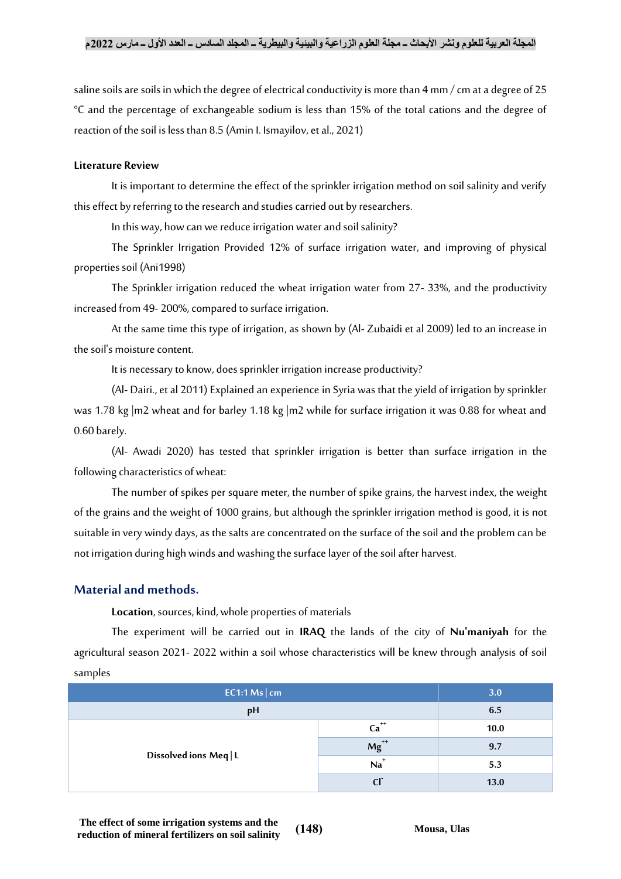saline soils are soils in which the degree of electrical conductivity is more than 4 mm / cm at a degree of 25 °C and the percentage of exchangeable sodium is less than 15% of the total cations and the degree of reaction of the soil is less than 8.5 (Amin I. Ismayilov, et al., 2021)

**Literature Review**

It is important to determine the effect of the sprinkler irrigation method on soil salinity and verify this effect by referring to the research and studies carried out by researchers.

In this way, how can we reduce irrigation water and soil salinity?

The Sprinkler Irrigation Provided 12% of surface irrigation water, and improving of physical properties soil (Ani1998)

The Sprinkler irrigation reduced the wheat irrigation water from 27- 33%, and the productivity increased from 49- 200%, compared to surface irrigation.

At the same time this type of irrigation, as shown by (Al- Zubaidi et al 2009) led to an increase in the soil's moisture content.

It is necessary to know, does sprinkler irrigation increase productivity?

(Al- Dairi., et al 2011) Explained an experience in Syria was that the yield of irrigation by sprinkler was 1.78 kg |m2 wheat and for barley 1.18 kg |m2 while for surface irrigation it was 0.88 for wheat and 0.60 barely.

(Al- Awadi 2020) has tested that sprinkler irrigation is better than surface irrigation in the following characteristics of wheat:

The number of spikes per square meter, the number of spike grains, the harvest index, the weight of the grains and the weight of 1000 grains, but although the sprinkler irrigation method is good, it is not suitable in very windy days, as the salts are concentrated on the surface of the soil and the problem can be not irrigation during high winds and washing the surface layer of the soil after harvest.

## Material and methods.

**Location**, sources, kind, whole properties of materials

The experiment will be carried out in **IRAQ** the lands of the city of **Nu'maniyah** for the agricultural season 2021- 2022 within a soil whose characteristics will be knew through analysis of soil samples

| EC1:1 Ms \| cm | | 3.0 |
|---|---|---|
| pH | | 6.5 |
| Dissolved ions Meq \| L | $Ca^{++}$ | 10.0 |
| | $Mg^{++}$ | 9.7 |
| | $Na^{+}$ | 5.3 |
| | $Cl^{-}$ | 13.0 |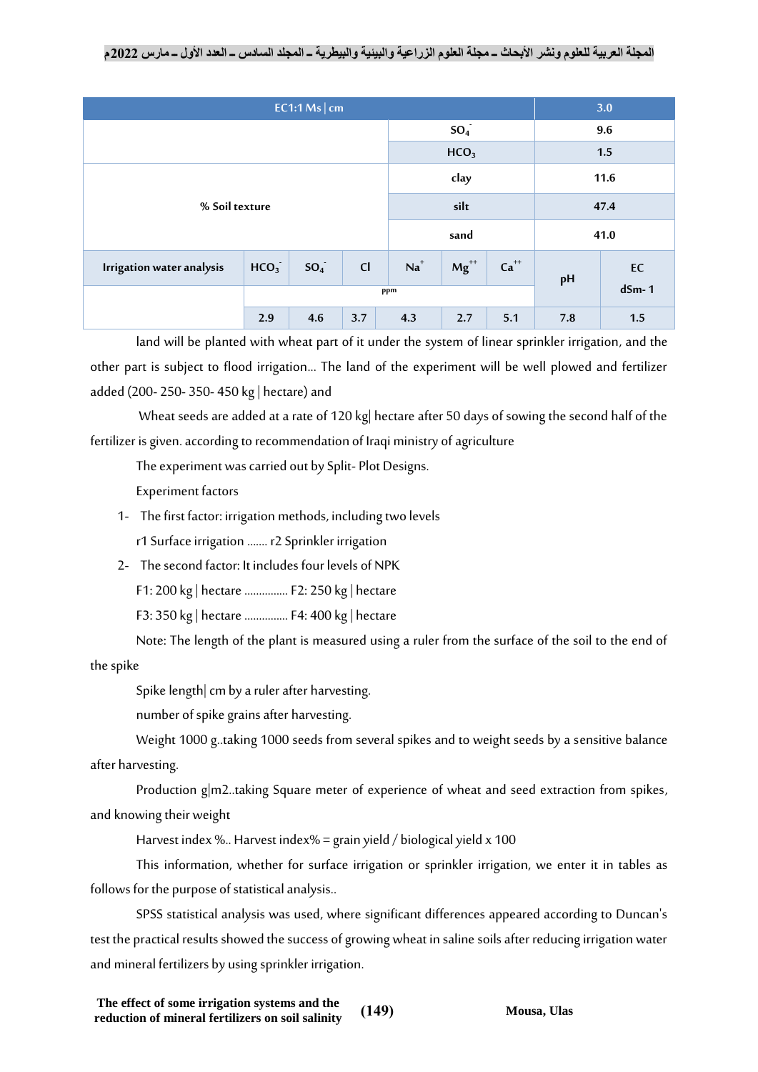| EC1:1 Ms \| cm | | | | | | | | 3.0 | |
|---|---|---|---|---|---|---|---|---|---|
| | | | | $SO_4^-$ | | | | 9.6 | |
| | | | | $HCO_3$ | | | | 1.5 | |
| % Soil texture | | | | clay | | | | 11.6 | |
| | | | | silt | | | | 47.4 | |
| | | | | sand | | | | 41.0 | |
| Irrigation water analysis | $HCO_3^-$ | $SO_4^-$ | Cl | $Na^+$ | $Mg^{++}$ | $Ca^{++}$ | | pH | EC dSm-1 |
| | ppm | | | | | | | | |
| | 2.9 | 4.6 | 3.7 | 4.3 | 2.7 | 5.1 | | 7.8 | 1.5 |

land will be planted with wheat part of it under the system of linear sprinkler irrigation, and the other part is subject to flood irrigation... The land of the experiment will be well plowed and fertilizer added (200- 250- 350- 450 kg | hectare) and

Wheat seeds are added at a rate of 120 kg| hectare after 50 days of sowing the second half of the fertilizer is given. according to recommendation of Iraqi ministry of agriculture

The experiment was carried out by Split- Plot Designs.

Experiment factors

1- The first factor: irrigation methods, including two levels

r1 Surface irrigation ....... r2 Sprinkler irrigation

2- The second factor: It includes four levels of NPK

F1: 200 kg | hectare ............... F2: 250 kg | hectare

F3: 350 kg | hectare ............... F4: 400 kg | hectare

Note: The length of the plant is measured using a ruler from the surface of the soil to the end of the spike

Spike length| cm by a ruler after harvesting.

number of spike grains after harvesting.

Weight 1000 g..taking 1000 seeds from several spikes and to weight seeds by a sensitive balance after harvesting.

Production g|m2..taking Square meter of experience of wheat and seed extraction from spikes, and knowing their weight

Harvest index %.. Harvest index% = grain yield / biological yield x 100

This information, whether for surface irrigation or sprinkler irrigation, we enter it in tables as follows for the purpose of statistical analysis..

SPSS statistical analysis was used, where significant differences appeared according to Duncan's test the practical results showed the success of growing wheat in saline soils after reducing irrigation water and mineral fertilizers by using sprinkler irrigation.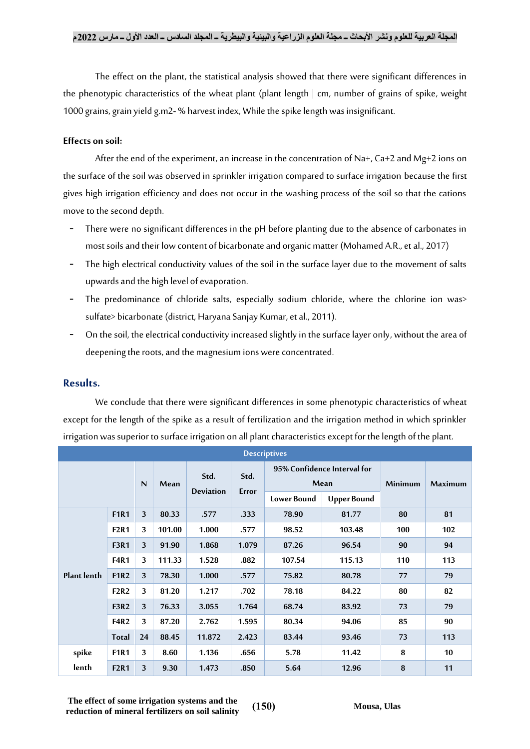The effect on the plant, the statistical analysis showed that there were significant differences in the phenotypic characteristics of the wheat plant (plant length | cm, number of grains of spike, weight 1000 grains, grain yield g.m2- % harvest index, While the spike length was insignificant.

**Effects on soil:**

After the end of the experiment, an increase in the concentration of $Na^+$, $Ca^{+2}$ and $Mg^{+2}$ ions on the surface of the soil was observed in sprinkler irrigation compared to surface irrigation because the first gives high irrigation efficiency and does not occur in the washing process of the soil so that the cations move to the second depth.

- There were no significant differences in the pH before planting due to the absence of carbonates in most soils and their low content of bicarbonate and organic matter (Mohamed A.R., et al., 2017)
- The high electrical conductivity values of the soil in the surface layer due to the movement of salts upwards and the high level of evaporation.
- The predominance of chloride salts, especially sodium chloride, where the chlorine ion was> sulfate> bicarbonate (district, Haryana Sanjay Kumar, et al., 2011).
- On the soil, the electrical conductivity increased slightly in the surface layer only, without the area of deepening the roots, and the magnesium ions were concentrated.

## Results.

We conclude that there were significant differences in some phenotypic characteristics of wheat except for the length of the spike as a result of fertilization and the irrigation method in which sprinkler irrigation was superior to surface irrigation on all plant characteristics except for the length of the plant.

| Descriptives | | | | | | | | | |
|---|---|---|---|---|---|---|---|---|---|
| | | N | Mean | Std. Deviation | Std. Error | 95% Confidence Interval for Mean | | Minimum | Maximum |
| | | | | | | Lower Bound | Upper Bound | | |
| Plant lenth | F1R1 | 3 | 80.33 | .577 | .333 | 78.90 | 81.77 | 80 | 81 |
| | F2R1 | 3 | 101.00 | 1.000 | .577 | 98.52 | 103.48 | 100 | 102 |
| | F3R1 | 3 | 91.90 | 1.868 | 1.079 | 87.26 | 96.54 | 90 | 94 |
| | F4R1 | 3 | 111.33 | 1.528 | .882 | 107.54 | 115.13 | 110 | 113 |
| | F1R2 | 3 | 78.30 | 1.000 | .577 | 75.82 | 80.78 | 77 | 79 |
| | F2R2 | 3 | 81.20 | 1.217 | .702 | 78.18 | 84.22 | 80 | 82 |
| | F3R2 | 3 | 76.33 | 3.055 | 1.764 | 68.74 | 83.92 | 73 | 79 |
| | F4R2 | 3 | 87.20 | 2.762 | 1.595 | 80.34 | 94.06 | 85 | 90 |
| | Total | 24 | 88.45 | 11.872 | 2.423 | 83.44 | 93.46 | 73 | 113 |
| spike lenth | F1R1 | 3 | 8.60 | 1.136 | .656 | 5.78 | 11.42 | 8 | 10 |
| | F2R1 | 3 | 9.30 | 1.473 | .850 | 5.64 | 12.96 | 8 | 11 |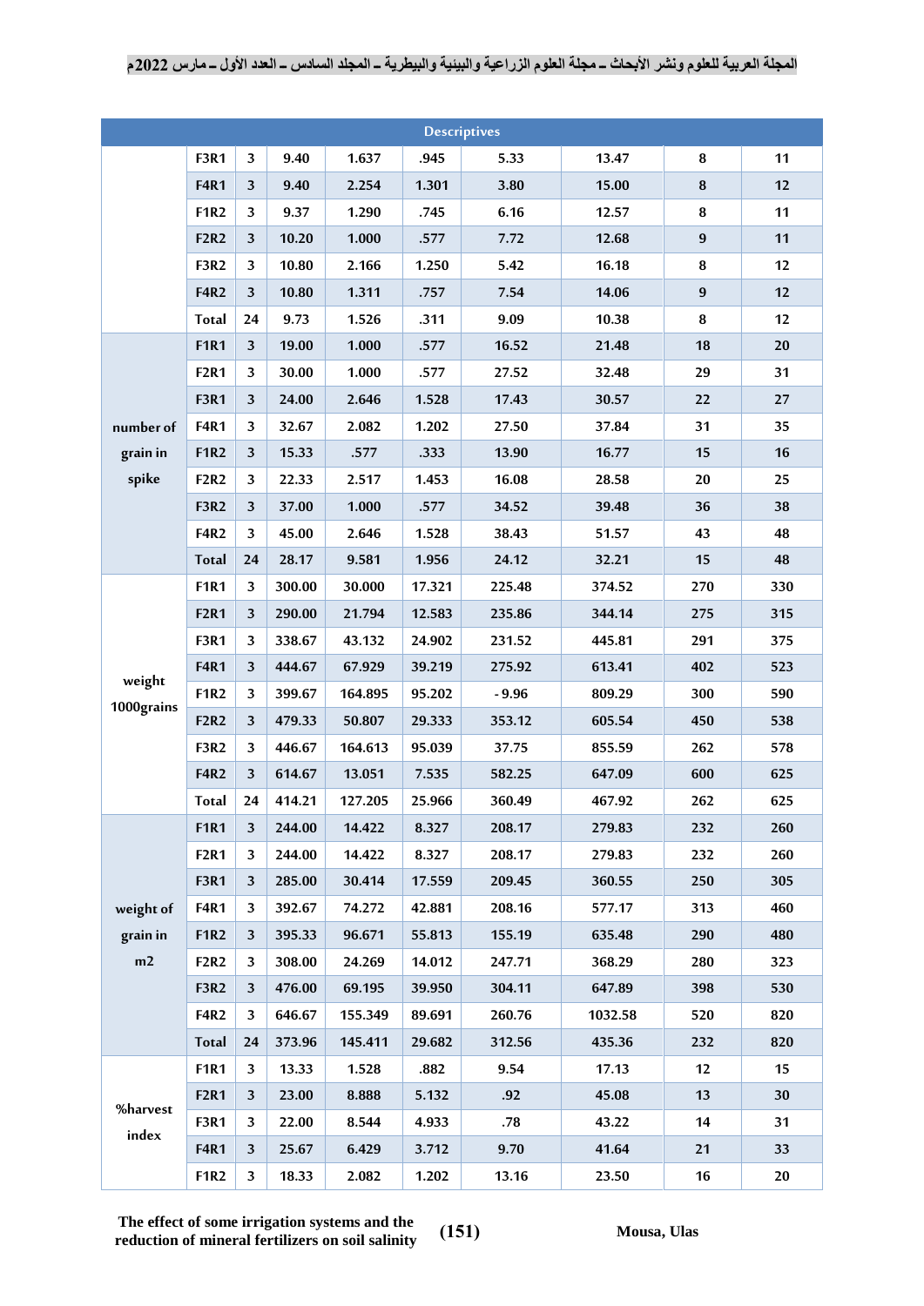| Descriptives | | | | | | | | | |
|---|---|---|---|---|---|---|---|---|---|
| | F3R1 | 3 | 9.40 | 1.637 | .945 | 5.33 | 13.47 | 8 | 11 |
| | F4R1 | 3 | 9.40 | 2.254 | 1.301 | 3.80 | 15.00 | 8 | 12 |
| | F1R2 | 3 | 9.37 | 1.290 | .745 | 6.16 | 12.57 | 8 | 11 |
| | F2R2 | 3 | 10.20 | 1.000 | .577 | 7.72 | 12.68 | 9 | 11 |
| | F3R2 | 3 | 10.80 | 2.166 | 1.250 | 5.42 | 16.18 | 8 | 12 |
| | F4R2 | 3 | 10.80 | 1.311 | .757 | 7.54 | 14.06 | 9 | 12 |
| | Total | 24 | 9.73 | 1.526 | .311 | 9.09 | 10.38 | 8 | 12 |
| number of grain in spike | F1R1 | 3 | 19.00 | 1.000 | .577 | 16.52 | 21.48 | 18 | 20 |
| | F2R1 | 3 | 30.00 | 1.000 | .577 | 27.52 | 32.48 | 29 | 31 |
| | F3R1 | 3 | 24.00 | 2.646 | 1.528 | 17.43 | 30.57 | 22 | 27 |
| | F4R1 | 3 | 32.67 | 2.082 | 1.202 | 27.50 | 37.84 | 31 | 35 |
| | F1R2 | 3 | 15.33 | .577 | .333 | 13.90 | 16.77 | 15 | 16 |
| | F2R2 | 3 | 22.33 | 2.517 | 1.453 | 16.08 | 28.58 | 20 | 25 |
| | F3R2 | 3 | 37.00 | 1.000 | .577 | 34.52 | 39.48 | 36 | 38 |
| | F4R2 | 3 | 45.00 | 2.646 | 1.528 | 38.43 | 51.57 | 43 | 48 |
| | Total | 24 | 28.17 | 9.581 | 1.956 | 24.12 | 32.21 | 15 | 48 |
| weight 1000grains | F1R1 | 3 | 300.00 | 30.000 | 17.321 | 225.48 | 374.52 | 270 | 330 |
| | F2R1 | 3 | 290.00 | 21.794 | 12.583 | 235.86 | 344.14 | 275 | 315 |
| | F3R1 | 3 | 338.67 | 43.132 | 24.902 | 231.52 | 445.81 | 291 | 375 |
| | F4R1 | 3 | 444.67 | 67.929 | 39.219 | 275.92 | 613.41 | 402 | 523 |
| | F1R2 | 3 | 399.67 | 164.895 | 95.202 | - 9.96 | 809.29 | 300 | 590 |
| | F2R2 | 3 | 479.33 | 50.807 | 29.333 | 353.12 | 605.54 | 450 | 538 |
| | F3R2 | 3 | 446.67 | 164.613 | 95.039 | 37.75 | 855.59 | 262 | 578 |
| | F4R2 | 3 | 614.67 | 13.051 | 7.535 | 582.25 | 647.09 | 600 | 625 |
| | Total | 24 | 414.21 | 127.205 | 25.966 | 360.49 | 467.92 | 262 | 625 |
| weight of grain in m2 | F1R1 | 3 | 244.00 | 14.422 | 8.327 | 208.17 | 279.83 | 232 | 260 |
| | F2R1 | 3 | 244.00 | 14.422 | 8.327 | 208.17 | 279.83 | 232 | 260 |
| | F3R1 | 3 | 285.00 | 30.414 | 17.559 | 209.45 | 360.55 | 250 | 305 |
| | F4R1 | 3 | 392.67 | 74.272 | 42.881 | 208.16 | 577.17 | 313 | 460 |
| | F1R2 | 3 | 395.33 | 96.671 | 55.813 | 155.19 | 635.48 | 290 | 480 |
| | F2R2 | 3 | 308.00 | 24.269 | 14.012 | 247.71 | 368.29 | 280 | 323 |
| | F3R2 | 3 | 476.00 | 69.195 | 39.950 | 304.11 | 647.89 | 398 | 530 |
| | F4R2 | 3 | 646.67 | 155.349 | 89.691 | 260.76 | 1032.58 | 520 | 820 |
| | Total | 24 | 373.96 | 145.411 | 29.682 | 312.56 | 435.36 | 232 | 820 |
| %harvest index | F1R1 | 3 | 13.33 | 1.528 | .882 | 9.54 | 17.13 | 12 | 15 |
| | F2R1 | 3 | 23.00 | 8.888 | 5.132 | .92 | 45.08 | 13 | 30 |
| | F3R1 | 3 | 22.00 | 8.544 | 4.933 | .78 | 43.22 | 14 | 31 |
| | F4R1 | 3 | 25.67 | 6.429 | 3.712 | 9.70 | 41.64 | 21 | 33 |
| | F1R2 | 3 | 18.33 | 2.082 | 1.202 | 13.16 | 23.50 | 16 | 20 |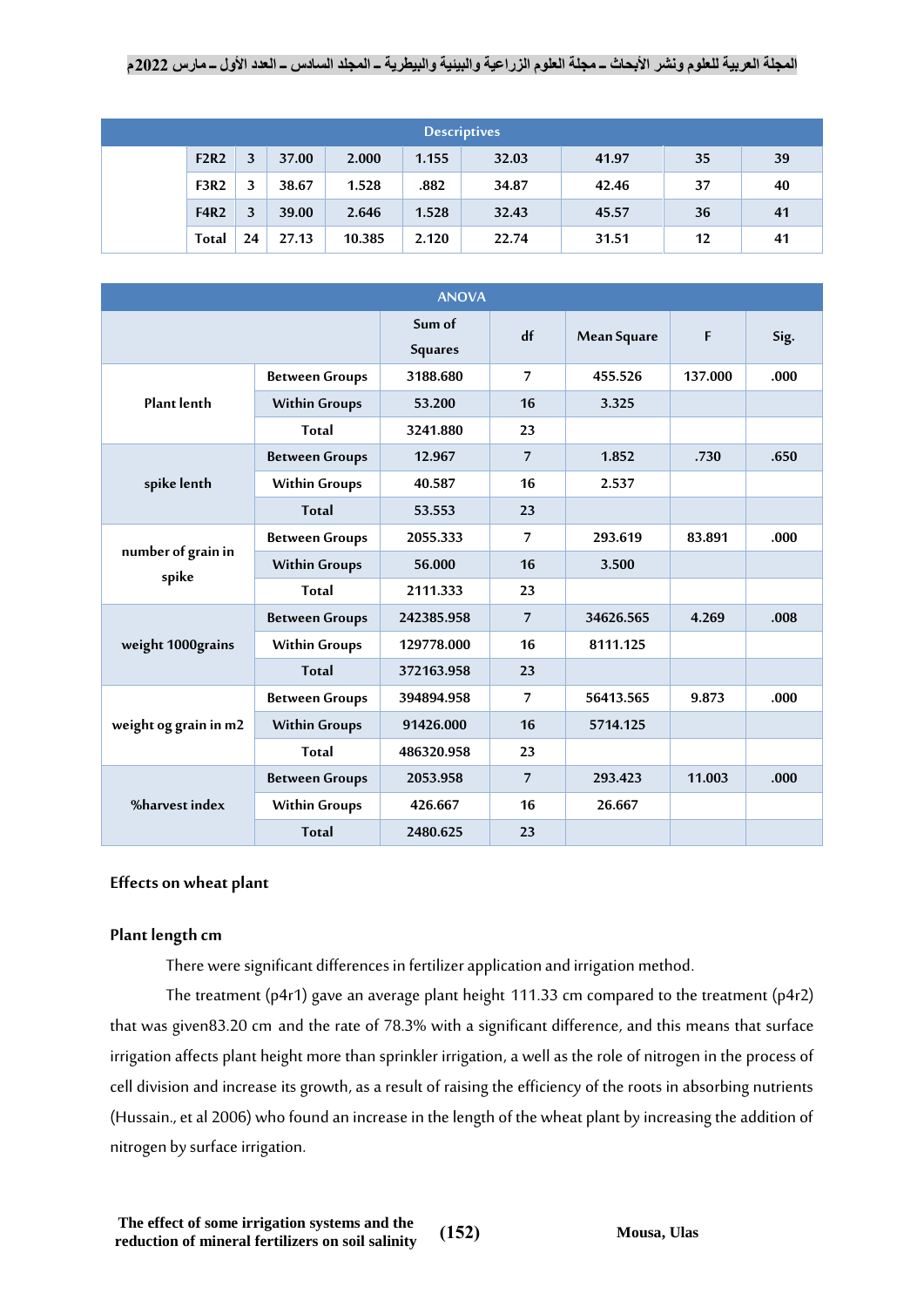| Descriptives | | | | | | | | |
|---|---|---|---|---|---|---|---|---|
| | F2R2 | 3 | 37.00 | 2.000 | 1.155 | 32.03 | 41.97 | 35 | 39 |
| | F3R2 | 3 | 38.67 | 1.528 | .882 | 34.87 | 42.46 | 37 | 40 |
| | F4R2 | 3 | 39.00 | 2.646 | 1.528 | 32.43 | 45.57 | 36 | 41 |
| | Total | 24 | 27.13 | 10.385 | 2.120 | 22.74 | 31.51 | 12 | 41 |

| ANOVA | | | | | | |
|---|---|---|---|---|---|---|
| | | Sum of Squares | df | Mean Square | F | Sig. |
| Plant lenth | Between Groups | 3188.680 | 7 | 455.526 | 137.000 | .000 |
| | Within Groups | 53.200 | 16 | 3.325 | | |
| | Total | 3241.880 | 23 | | | |
| spike lenth | Between Groups | 12.967 | 7 | 1.852 | .730 | .650 |
| | Within Groups | 40.587 | 16 | 2.537 | | |
| | Total | 53.553 | 23 | | | |
| number of grain in spike | Between Groups | 2055.333 | 7 | 293.619 | 83.891 | .000 |
| | Within Groups | 56.000 | 16 | 3.500 | | |
| | Total | 2111.333 | 23 | | | |
| weight 1000grains | Between Groups | 242385.958 | 7 | 34626.565 | 4.269 | .008 |
| | Within Groups | 129778.000 | 16 | 8111.125 | | |
| | Total | 372163.958 | 23 | | | |
| weight og grain in m2 | Between Groups | 394894.958 | 7 | 56413.565 | 9.873 | .000 |
| | Within Groups | 91426.000 | 16 | 5714.125 | | |
| | Total | 486320.958 | 23 | | | |
| %harvest index | Between Groups | 2053.958 | 7 | 293.423 | 11.003 | .000 |
| | Within Groups | 426.667 | 16 | 26.667 | | |
| | Total | 2480.625 | 23 | | | |

**Effects on wheat plant**

**Plant length cm**

There were significant differences in fertilizer application and irrigation method.

The treatment (p4r1) gave an average plant height 111.33 cm compared to the treatment (p4r2) that was given83.20 cm and the rate of 78.3% with a significant difference, and this means that surface irrigation affects plant height more than sprinkler irrigation, a well as the role of nitrogen in the process of cell division and increase its growth, as a result of raising the efficiency of the roots in absorbing nutrients (Hussain., et al 2006) who found an increase in the length of the wheat plant by increasing the addition of nitrogen by surface irrigation.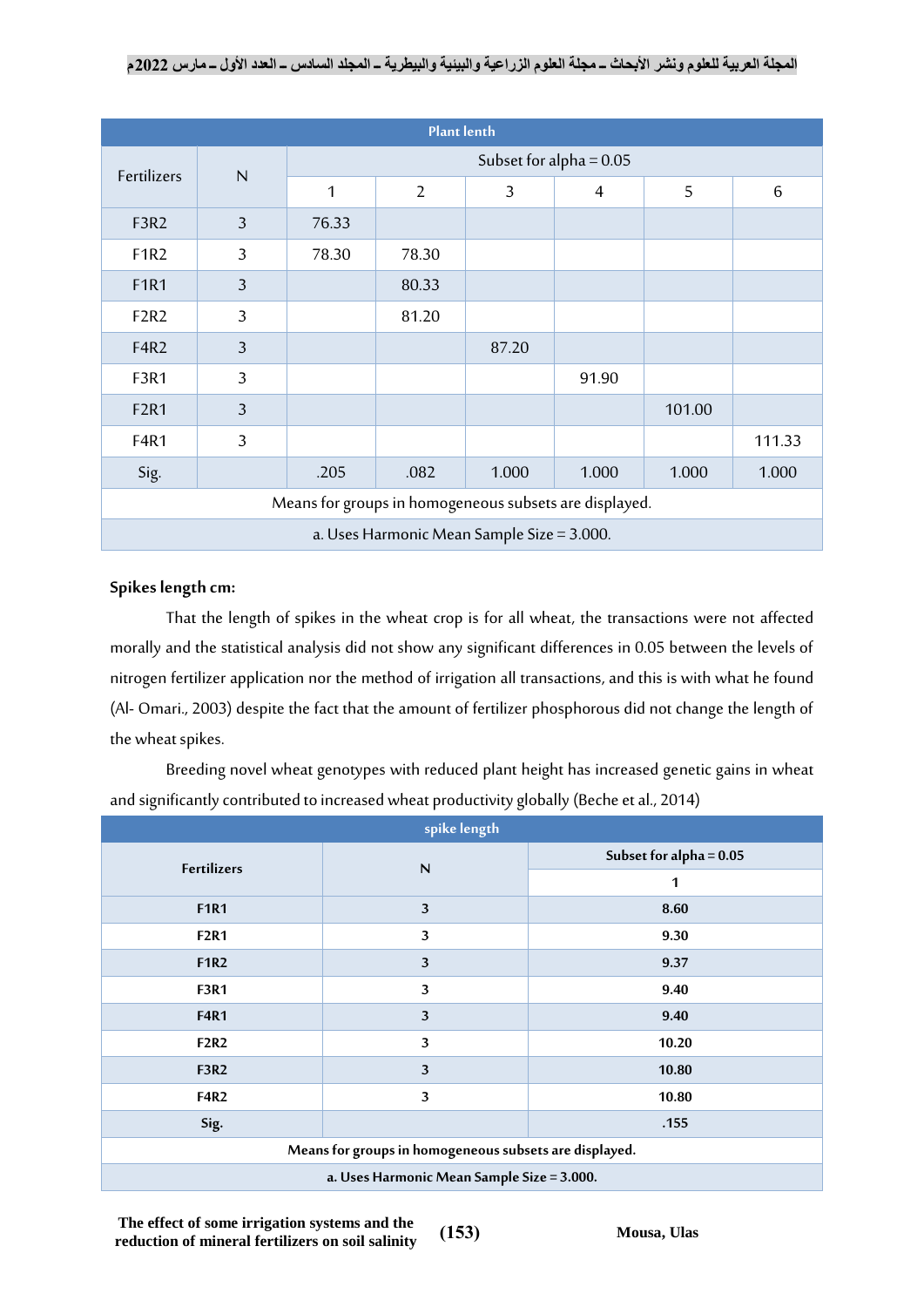| Plant lenth | | | | | | | |
|---|---|---|---|---|---|---|---|
| Fertilizers | N | Subset for alpha = 0.05 | | | | | |
| | | 1 | 2 | 3 | 4 | 5 | 6 |
| F3R2 | 3 | 76.33 | | | | | |
| F1R2 | 3 | 78.30 | 78.30 | | | | |
| F1R1 | 3 | | 80.33 | | | | |
| F2R2 | 3 | | 81.20 | | | | |
| F4R2 | 3 | | | 87.20 | | | |
| F3R1 | 3 | | | | 91.90 | | |
| F2R1 | 3 | | | | | 101.00 | |
| F4R1 | 3 | | | | | | 111.33 |
| Sig. | | .205 | .082 | 1.000 | 1.000 | 1.000 | 1.000 |
| Means for groups in homogeneous subsets are displayed. | | | | | | | |
| a. Uses Harmonic Mean Sample Size = 3.000. | | | | | | | |

**Spikes length cm:**

That the length of spikes in the wheat crop is for all wheat, the transactions were not affected morally and the statistical analysis did not show any significant differences in 0.05 between the levels of nitrogen fertilizer application nor the method of irrigation all transactions, and this is with what he found (Al- Omari., 2003) despite the fact that the amount of fertilizer phosphorous did not change the length of the wheat spikes.

Breeding novel wheat genotypes with reduced plant height has increased genetic gains in wheat and significantly contributed to increased wheat productivity globally (Beche et al., 2014)

| spike length | | |
|---|---|---|
| **Fertilizers** | **N** | **Subset for alpha = 0.05** |
| | | **1** |
| **F1R1** | **3** | **8.60** |
| **F2R1** | **3** | **9.30** |
| **F1R2** | **3** | **9.37** |
| **F3R1** | **3** | **9.40** |
| **F4R1** | **3** | **9.40** |
| **F2R2** | **3** | **10.20** |
| **F3R2** | **3** | **10.80** |
| **F4R2** | **3** | **10.80** |
| **Sig.** | | **.155** |
| **Means for groups in homogeneous subsets are displayed.** | | |
| **a. Uses Harmonic Mean Sample Size = 3.000.** | | |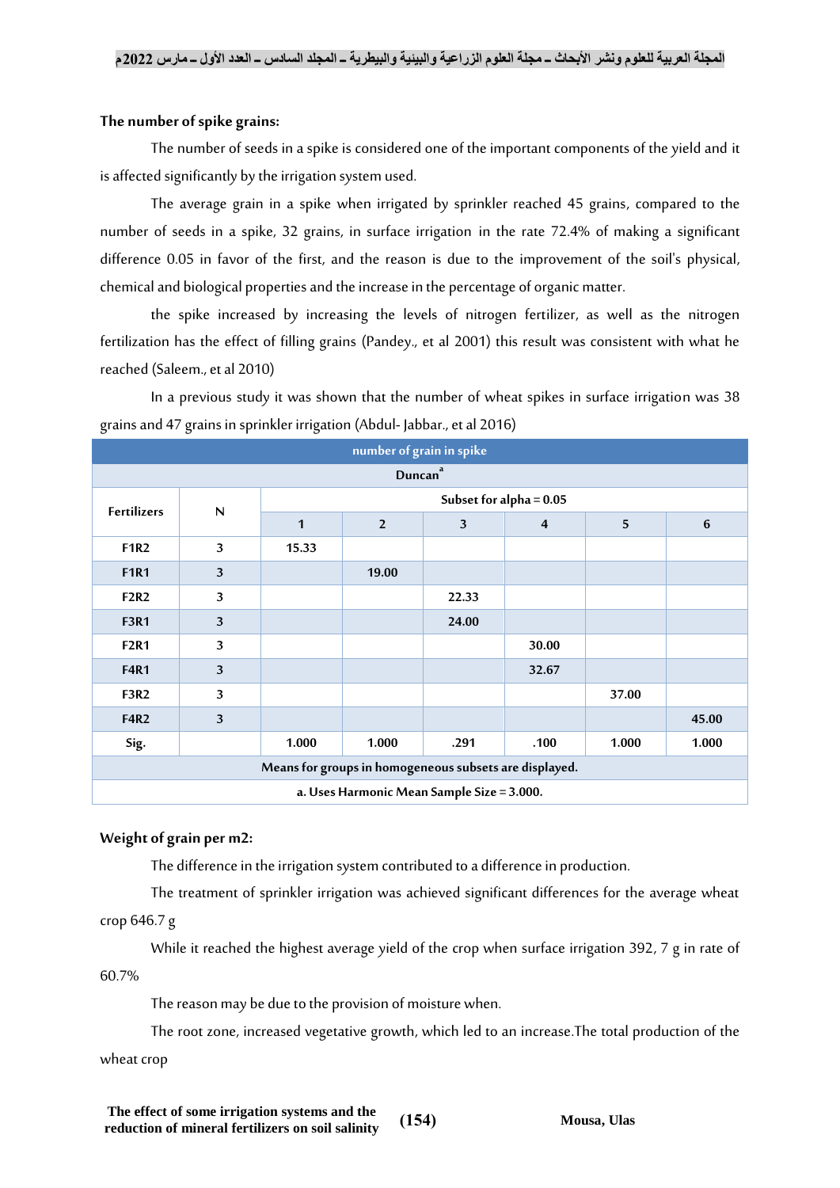**The number of spike grains:**

The number of seeds in a spike is considered one of the important components of the yield and it is affected significantly by the irrigation system used.

The average grain in a spike when irrigated by sprinkler reached 45 grains, compared to the number of seeds in a spike, 32 grains, in surface irrigation in the rate 72.4% of making a significant difference 0.05 in favor of the first, and the reason is due to the improvement of the soil's physical, chemical and biological properties and the increase in the percentage of organic matter.

the spike increased by increasing the levels of nitrogen fertilizer, as well as the nitrogen fertilization has the effect of filling grains (Pandey., et al 2001) this result was consistent with what he reached (Saleem., et al 2010)

In a previous study it was shown that the number of wheat spikes in surface irrigation was 38 grains and 47 grains in sprinkler irrigation (Abdul- Jabbar., et al 2016)

| number of grain in spike | | | | | | | |
|---|---|---|---|---|---|---|---|
| Duncan[a] | | | | | | | |
| Fertilizers | N | Subset for alpha = 0.05 | | | | | |
| | | 1 | 2 | 3 | 4 | 5 | 6 |
| F1R2 | 3 | 15.33 | | | | | |
| F1R1 | 3 | | 19.00 | | | | |
| F2R2 | 3 | | | 22.33 | | | |
| F3R1 | 3 | | | 24.00 | | | |
| F2R1 | 3 | | | | 30.00 | | |
| F4R1 | 3 | | | | 32.67 | | |
| F3R2 | 3 | | | | | 37.00 | |
| F4R2 | 3 | | | | | | 45.00 |
| Sig. | | 1.000 | 1.000 | .291 | .100 | 1.000 | 1.000 |
| Means for groups in homogeneous subsets are displayed. | | | | | | | |
| a. Uses Harmonic Mean Sample Size = 3.000. | | | | | | | |

**Weight of grain per m2:**

The difference in the irrigation system contributed to a difference in production.

The treatment of sprinkler irrigation was achieved significant differences for the average wheat crop 646.7 g

While it reached the highest average yield of the crop when surface irrigation 392, 7 g in rate of 60.7%

The reason may be due to the provision of moisture when.

The root zone, increased vegetative growth, which led to an increase.The total production of the wheat crop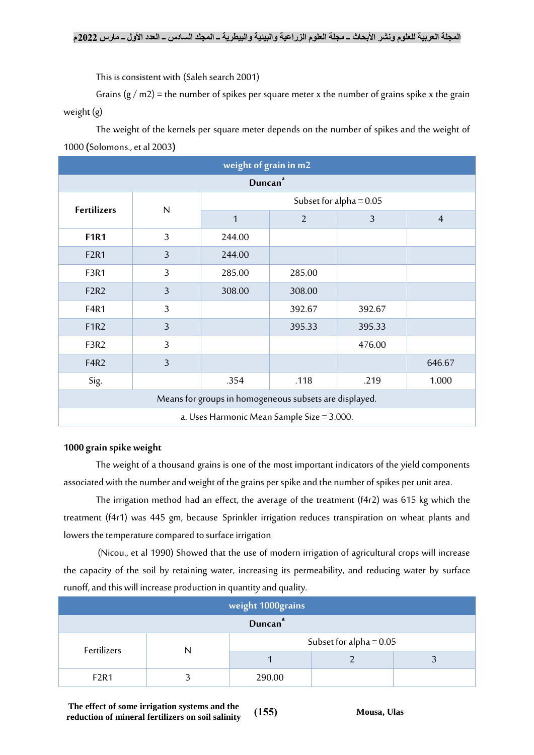This is consistent with (Saleh search 2001)

Grains (g / m2) = the number of spikes per square meter x the number of grains spike x the grain weight (g)

The weight of the kernels per square meter depends on the number of spikes and the weight of 1000 **(**Solomons., et al 2003**)**

| weight of grain in m2 | | | | | |
|---|---|---|---|---|---|
| Duncan[a] | | | | | |
| **Fertilizers** | N | Subset for alpha = 0.05 | | | |
| | | 1 | 2 | 3 | 4 |
| **F1R1** | 3 | 244.00 | | | |
| F2R1 | 3 | 244.00 | | | |
| F3R1 | 3 | 285.00 | 285.00 | | |
| F2R2 | 3 | 308.00 | 308.00 | | |
| F4R1 | 3 | | 392.67 | 392.67 | |
| F1R2 | 3 | | 395.33 | 395.33 | |
| F3R2 | 3 | | | 476.00 | |
| F4R2 | 3 | | | | 646.67 |
| Sig. | | .354 | .118 | .219 | 1.000 |
| Means for groups in homogeneous subsets are displayed. | | | | | |
| a. Uses Harmonic Mean Sample Size = 3.000. | | | | | |

**1000 grain spike weight**

The weight of a thousand grains is one of the most important indicators of the yield components associated with the number and weight of the grains per spike and the number of spikes per unit area.

The irrigation method had an effect, the average of the treatment (f4r2) was 615 kg which the treatment (f4r1) was 445 gm, because Sprinkler irrigation reduces transpiration on wheat plants and lowers the temperature compared to surface irrigation

(Nicou., et al 1990) Showed that the use of modern irrigation of agricultural crops will increase the capacity of the soil by retaining water, increasing its permeability, and reducing water by surface runoff, and this will increase production in quantity and quality.

| weight 1000grains | | | | |
|---|---|---|---|---|
| Duncan[a] | | | | |
| Fertilizers | N | Subset for alpha = 0.05 | | |
| | | 1 | 2 | 3 |
| F2R1 | 3 | 290.00 | | |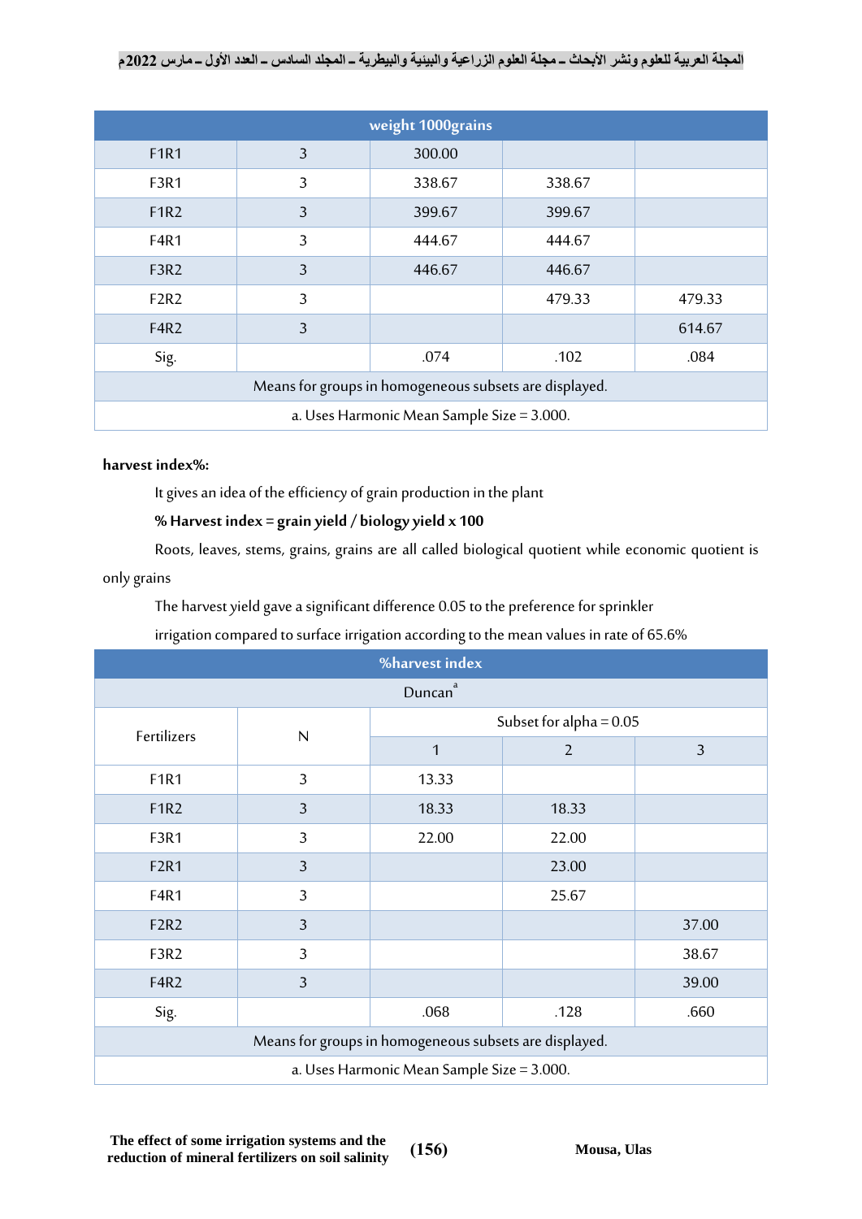| weight 1000grains | | | | |
|---|---|---|---|---|
| F1R1 | 3 | 300.00 | | |
| F3R1 | 3 | 338.67 | 338.67 | |
| F1R2 | 3 | 399.67 | 399.67 | |
| F4R1 | 3 | 444.67 | 444.67 | |
| F3R2 | 3 | 446.67 | 446.67 | |
| F2R2 | 3 | | 479.33 | 479.33 |
| F4R2 | 3 | | | 614.67 |
| Sig. | | .074 | .102 | .084 |
| Means for groups in homogeneous subsets are displayed. | | | | |
| a. Uses Harmonic Mean Sample Size = 3.000. | | | | |

**harvest index%:**

It gives an idea of the efficiency of grain production in the plant

**% Harvest index = grain yield / biology yield x 100**

Roots, leaves, stems, grains, grains are all called biological quotient while economic quotient is only grains

The harvest yield gave a significant difference 0.05 to the preference for sprinkler

irrigation compared to surface irrigation according to the mean values in rate of 65.6%

| %harvest index | | | | |
|---|---|---|---|---|
| Duncan[a] | | | | |
| Fertilizers | N | Subset for alpha = 0.05 | | |
| | | 1 | 2 | 3 |
| F1R1 | 3 | 13.33 | | |
| F1R2 | 3 | 18.33 | 18.33 | |
| F3R1 | 3 | 22.00 | 22.00 | |
| F2R1 | 3 | | 23.00 | |
| F4R1 | 3 | | 25.67 | |
| F2R2 | 3 | | | 37.00 |
| F3R2 | 3 | | | 38.67 |
| F4R2 | 3 | | | 39.00 |
| Sig. | | .068 | .128 | .660 |
| Means for groups in homogeneous subsets are displayed. | | | | |
| a. Uses Harmonic Mean Sample Size = 3.000. | | | | |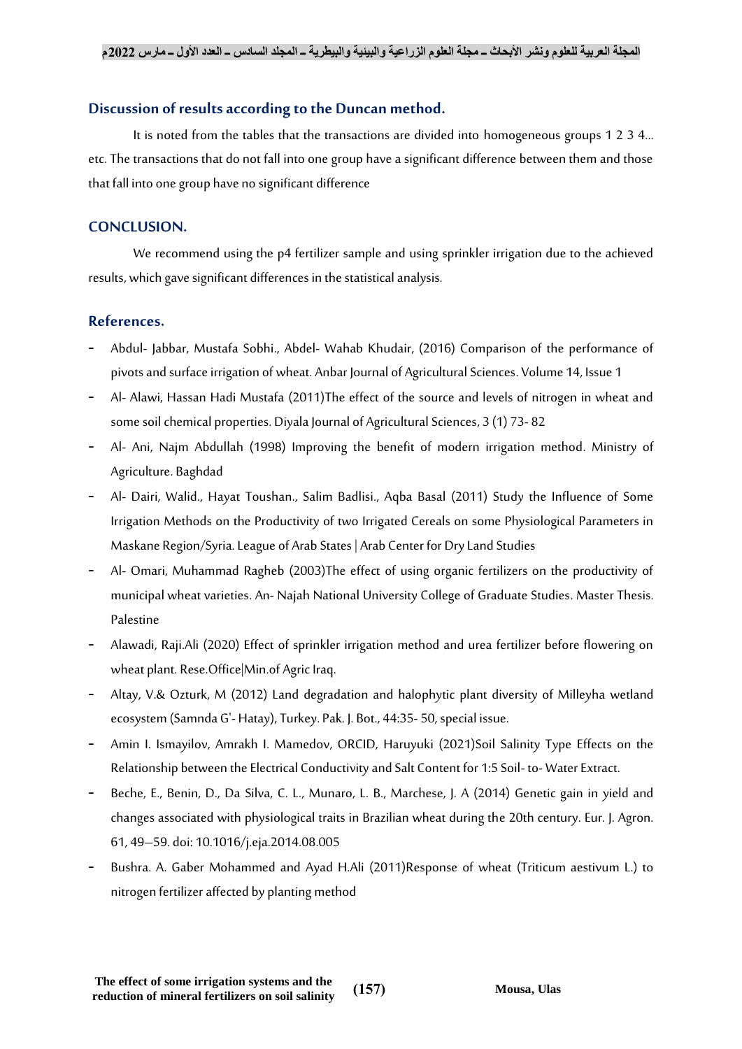## Discussion of results according to the Duncan method.

It is noted from the tables that the transactions are divided into homogeneous groups 1 2 3 4… etc. The transactions that do not fall into one group have a significant difference between them and those that fall into one group have no significant difference

## CONCLUSION.

We recommend using the p4 fertilizer sample and using sprinkler irrigation due to the achieved results, which gave significant differences in the statistical analysis.

## References.

- Abdul- Jabbar, Mustafa Sobhi., Abdel- Wahab Khudair, (2016) Comparison of the performance of pivots and surface irrigation of wheat. Anbar Journal of Agricultural Sciences. Volume 14, Issue 1
- Al- Alawi, Hassan Hadi Mustafa (2011)The effect of the source and levels of nitrogen in wheat and some soil chemical properties. Diyala Journal of Agricultural Sciences, 3 (1) 73- 82
- Al- Ani, Najm Abdullah (1998) Improving the benefit of modern irrigation method. Ministry of Agriculture. Baghdad
- Al- Dairi, Walid., Hayat Toushan., Salim Badlisi., Aqba Basal (2011) Study the Influence of Some Irrigation Methods on the Productivity of two Irrigated Cereals on some Physiological Parameters in Maskane Region/Syria. League of Arab States | Arab Center for Dry Land Studies
- Al- Omari, Muhammad Ragheb (2003)The effect of using organic fertilizers on the productivity of municipal wheat varieties. An- Najah National University College of Graduate Studies. Master Thesis. Palestine
- Alawadi, Raji.Ali (2020) Effect of sprinkler irrigation method and urea fertilizer before flowering on wheat plant. Rese.Office|Min.of Agric Iraq.
- Altay, V.& Ozturk, M (2012) Land degradation and halophytic plant diversity of Milleyha wetland ecosystem (Samnda G'- Hatay), Turkey. Pak. J. Bot., 44:35- 50, special issue.
- Amin I. Ismayilov, Amrakh I. Mamedov, ORCID, Haruyuki (2021)Soil Salinity Type Effects on the Relationship between the Electrical Conductivity and Salt Content for 1:5 Soil- to- Water Extract.
- Beche, E., Benin, D., Da Silva, C. L., Munaro, L. B., Marchese, J. A (2014) Genetic gain in yield and changes associated with physiological traits in Brazilian wheat during the 20th century. Eur. J. Agron. 61, 49–59. doi: 10.1016/j.eja.2014.08.005
- Bushra. A. Gaber Mohammed and Ayad H.Ali (2011)Response of wheat (Triticum aestivum L.) to nitrogen fertilizer affected by planting method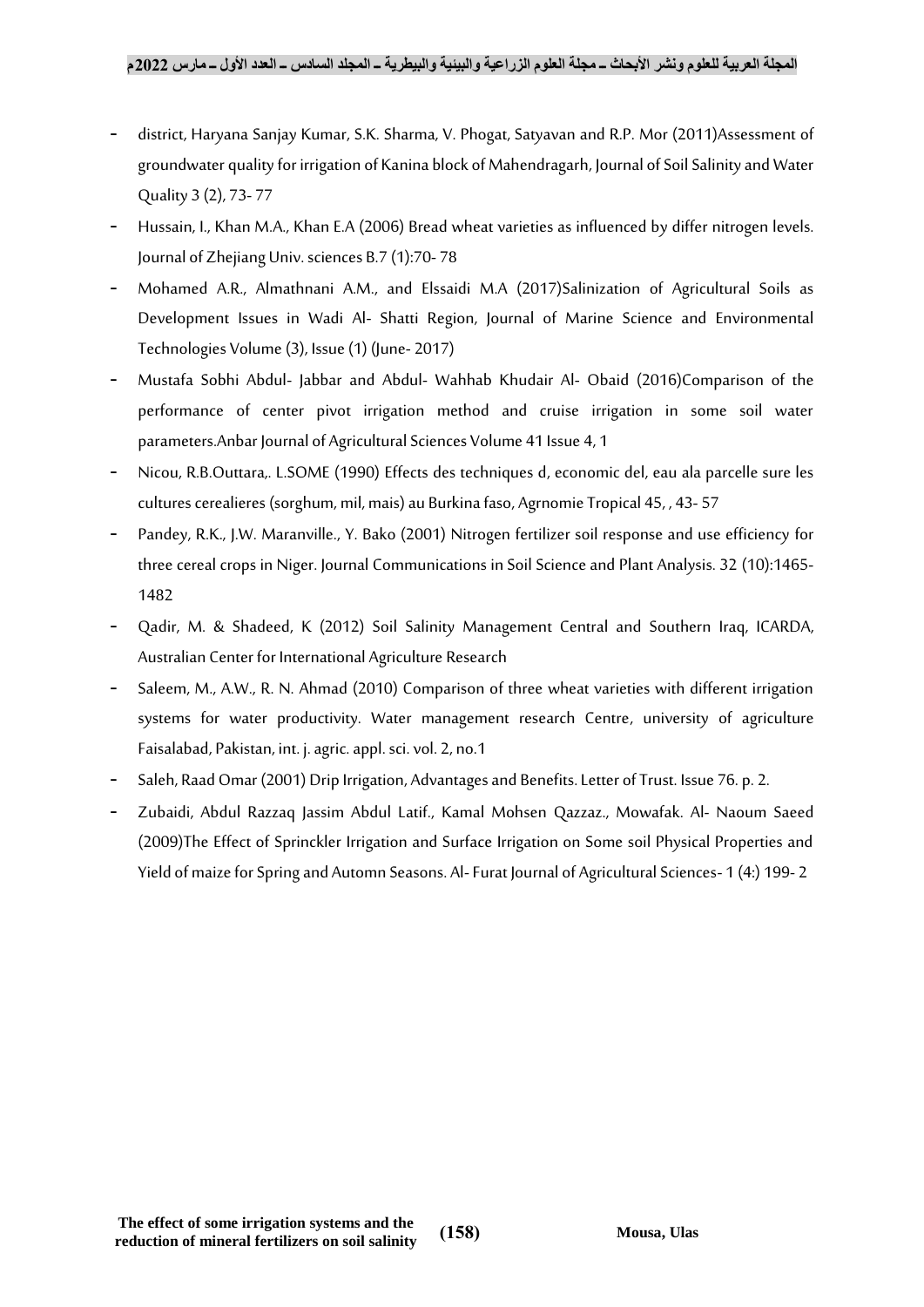- district, Haryana Sanjay Kumar, S.K. Sharma, V. Phogat, Satyavan and R.P. Mor (2011)Assessment of groundwater quality for irrigation of Kanina block of Mahendragarh, Journal of Soil Salinity and Water Quality 3 (2), 73- 77
- Hussain, I., Khan M.A., Khan E.A (2006) Bread wheat varieties as influenced by differ nitrogen levels. Journal of Zhejiang Univ. sciences B.7 (1):70- 78
- Mohamed A.R., Almathnani A.M., and Elssaidi M.A (2017)Salinization of Agricultural Soils as Development Issues in Wadi Al- Shatti Region, Journal of Marine Science and Environmental Technologies Volume (3), Issue (1) (June- 2017)
- Mustafa Sobhi Abdul- Jabbar and Abdul- Wahhab Khudair Al- Obaid (2016)Comparison of the performance of center pivot irrigation method and cruise irrigation in some soil water parameters.Anbar Journal of Agricultural Sciences Volume 41 Issue 4, 1
- Nicou, R.B.Outtara,. L.SOME (1990) Effects des techniques d, economic del, eau ala parcelle sure les cultures cerealieres (sorghum, mil, mais) au Burkina faso, Agrnomie Tropical 45, , 43- 57
- Pandey, R.K., J.W. Maranville., Y. Bako (2001) Nitrogen fertilizer soil response and use efficiency for three cereal crops in Niger. Journal Communications in Soil Science and Plant Analysis. 32 (10):1465- 1482
- Qadir, M. & Shadeed, K (2012) Soil Salinity Management Central and Southern Iraq, ICARDA, Australian Center for International Agriculture Research
- Saleem, M., A.W., R. N. Ahmad (2010) Comparison of three wheat varieties with different irrigation systems for water productivity. Water management research Centre, university of agriculture Faisalabad, Pakistan, int. j. agric. appl. sci. vol. 2, no.1
- Saleh, Raad Omar (2001) Drip Irrigation, Advantages and Benefits. Letter of Trust. Issue 76. p. 2.
- Zubaidi, Abdul Razzaq Jassim Abdul Latif., Kamal Mohsen Qazzaz., Mowafak. Al- Naoum Saeed (2009)The Effect of Sprinckler Irrigation and Surface Irrigation on Some soil Physical Properties and Yield of maize for Spring and Automn Seasons. Al- Furat Journal of Agricultural Sciences- 1 (4:) 199- 2